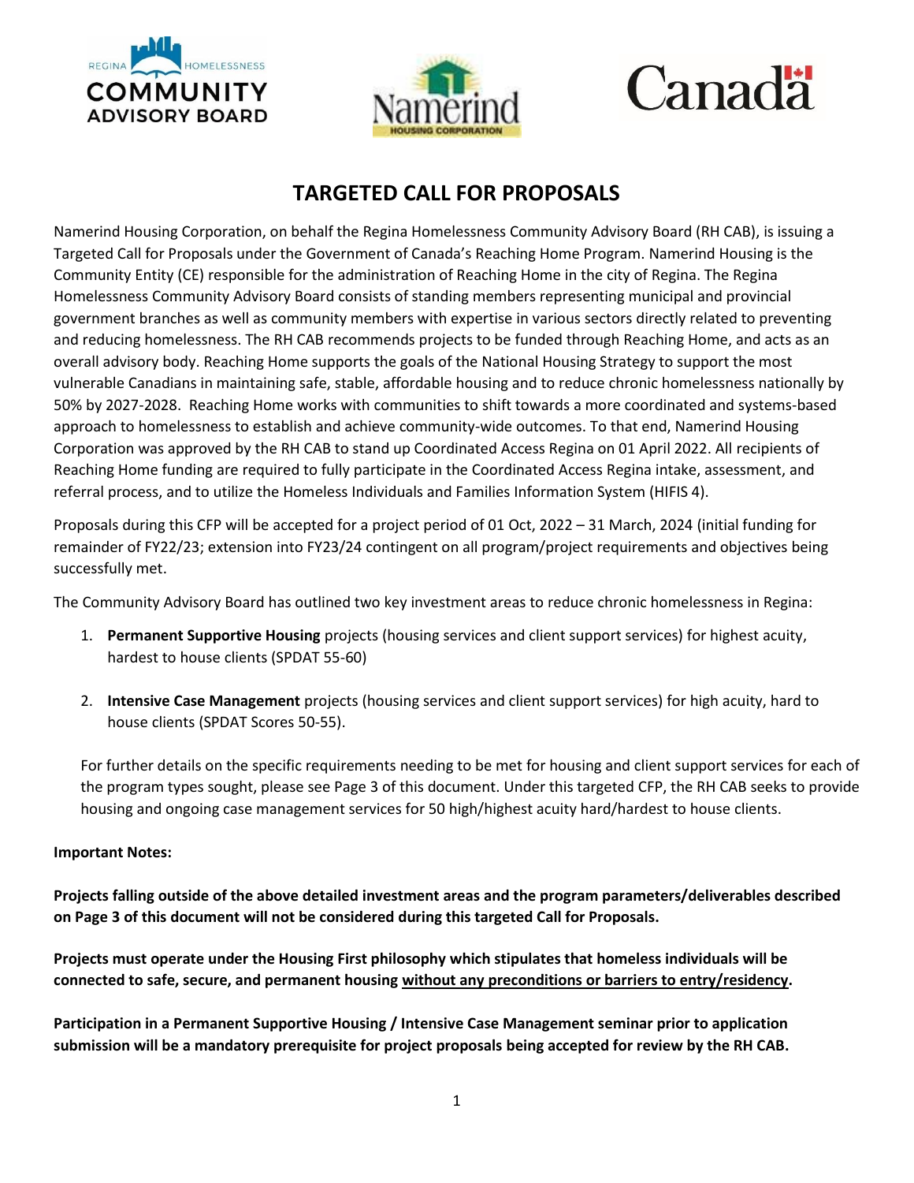# TARGETED CALL FOR PROPOSALS

Namerind Housing Corporation, on behalf the Regina Homelessness Community Advisory Board (RH CAB), is issuing a Targeted Call for Proposals under the Government of Canada's Reaching Home Program. Namerind Housing is the Community Entity (CE) responsible for the administration of Reaching Home in the city of Regina. The Regina Homelessness Community Advisory Board consists of standing members representing municipal and provincial government branches as well as community members with expertise in various sectors directly related to preventing and reducing homelessness. The RH CAB recommends projects to be funded through Reaching Home, and acts as an overall advisory body. Reaching Home supports the goals of the National Housing Strategy to support the most vulnerable Canadians in maintaining safe, stable, affordable housing and to reduce chronic homelessness nationally by 50% by 2027-2028. Reaching Home works with communities to shift towards a more coordinated and systems-based approach to homelessness to establish and achieve community-wide outcomes. To that end, Namerind Housing Corporation was approved by the RH CAB to stand up Coordinated Access Regina on 01 April 2022. All recipients of Reaching Home funding are required to fully participate in the Coordinated Access Regina intake, assessment, and referral process, and to utilize the Homeless Individuals and Families Information System (HIFIS 4).

Proposals during this CFP will be accepted for a project period of 01 Oct, 2022 – 31 March, 2024 (initial funding for remainder of FY22/23; extension into FY23/24 contingent on all program/project requirements and objectives being successfully met.

The Community Advisory Board has outlined two key investment areas to reduce chronic homelessness in Regina:

1. **Permanent Supportive Housing** projects (housing services and client support services) for highest acuity, hardest to house clients (SPDAT 55-60)

2. **Intensive Case Management** projects (housing services and client support services) for high acuity, hard to house clients (SPDAT Scores 50-55).

For further details on the specific requirements needing to be met for housing and client support services for each of the program types sought, please see Page 3 of this document. Under this targeted CFP, the RH CAB seeks to provide housing and ongoing case management services for 50 high/highest acuity hard/hardest to house clients.

**Important Notes:**

**Projects falling outside of the above detailed investment areas and the program parameters/deliverables described on Page 3 of this document will not be considered during this targeted Call for Proposals.**

**Projects must operate under the Housing First philosophy which stipulates that homeless individuals will be connected to safe, secure, and permanent housing <u>without any preconditions or barriers to entry/residency</u>.**

**Participation in a Permanent Supportive Housing / Intensive Case Management seminar prior to application submission will be a mandatory prerequisite for project proposals being accepted for review by the RH CAB.**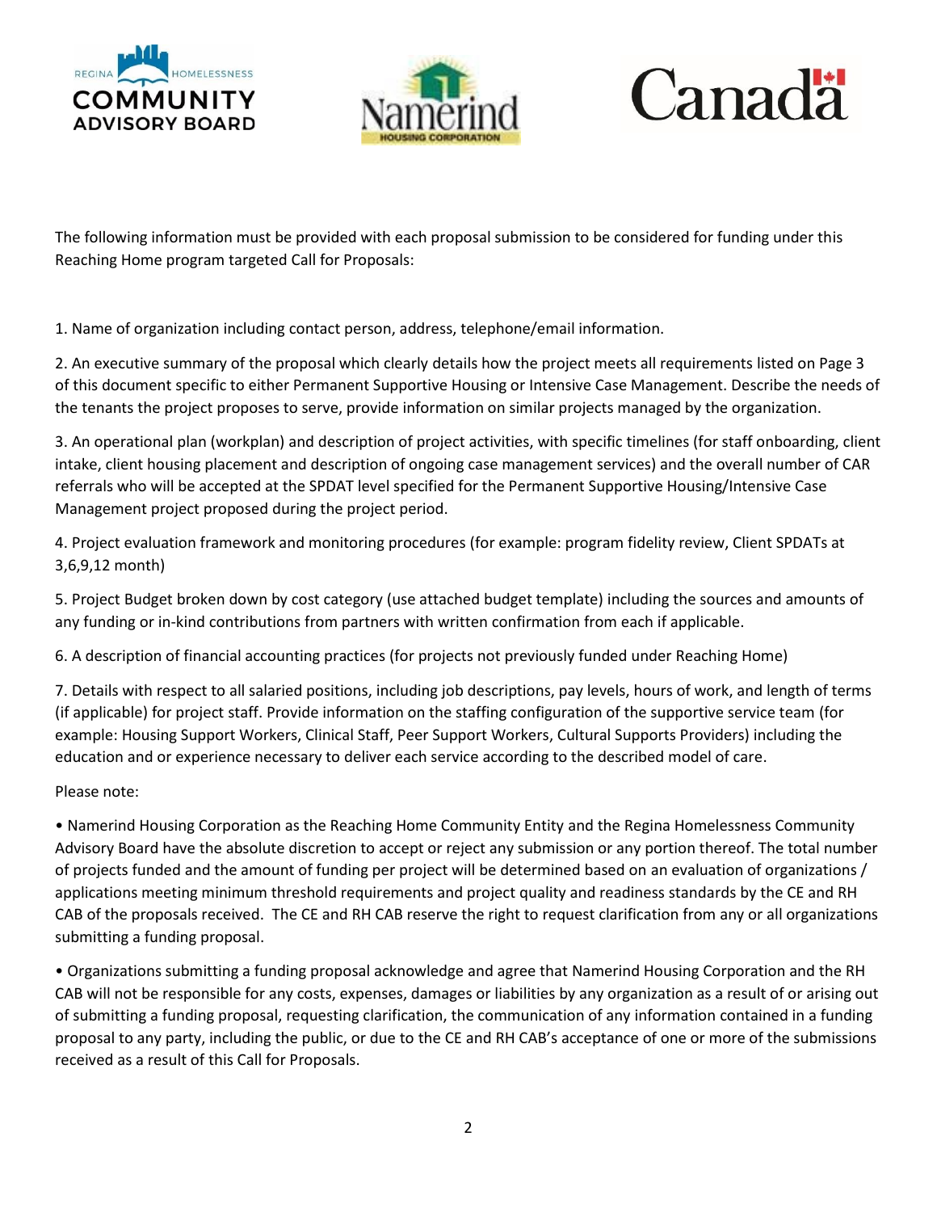The following information must be provided with each proposal submission to be considered for funding under this Reaching Home program targeted Call for Proposals:

1. Name of organization including contact person, address, telephone/email information.

2. An executive summary of the proposal which clearly details how the project meets all requirements listed on Page 3 of this document specific to either Permanent Supportive Housing or Intensive Case Management. Describe the needs of the tenants the project proposes to serve, provide information on similar projects managed by the organization.

3. An operational plan (workplan) and description of project activities, with specific timelines (for staff onboarding, client intake, client housing placement and description of ongoing case management services) and the overall number of CAR referrals who will be accepted at the SPDAT level specified for the Permanent Supportive Housing/Intensive Case Management project proposed during the project period.

4. Project evaluation framework and monitoring procedures (for example: program fidelity review, Client SPDATs at 3,6,9,12 month)

5. Project Budget broken down by cost category (use attached budget template) including the sources and amounts of any funding or in-kind contributions from partners with written confirmation from each if applicable.

6. A description of financial accounting practices (for projects not previously funded under Reaching Home)

7. Details with respect to all salaried positions, including job descriptions, pay levels, hours of work, and length of terms (if applicable) for project staff. Provide information on the staffing configuration of the supportive service team (for example: Housing Support Workers, Clinical Staff, Peer Support Workers, Cultural Supports Providers) including the education and or experience necessary to deliver each service according to the described model of care.

Please note:

- Namerind Housing Corporation as the Reaching Home Community Entity and the Regina Homelessness Community Advisory Board have the absolute discretion to accept or reject any submission or any portion thereof. The total number of projects funded and the amount of funding per project will be determined based on an evaluation of organizations / applications meeting minimum threshold requirements and project quality and readiness standards by the CE and RH CAB of the proposals received. The CE and RH CAB reserve the right to request clarification from any or all organizations submitting a funding proposal.

- Organizations submitting a funding proposal acknowledge and agree that Namerind Housing Corporation and the RH CAB will not be responsible for any costs, expenses, damages or liabilities by any organization as a result of or arising out of submitting a funding proposal, requesting clarification, the communication of any information contained in a funding proposal to any party, including the public, or due to the CE and RH CAB's acceptance of one or more of the submissions received as a result of this Call for Proposals.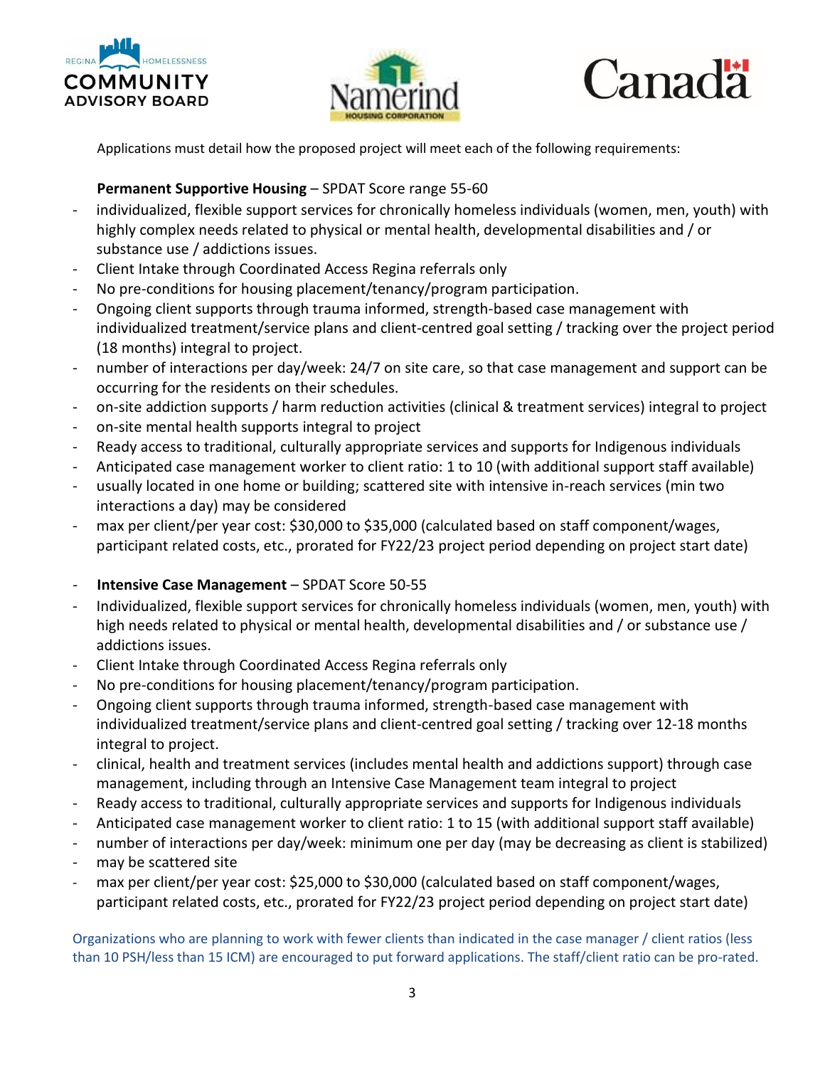Applications must detail how the proposed project will meet each of the following requirements:

**Permanent Supportive Housing** – SPDAT Score range 55-60

- individualized, flexible support services for chronically homeless individuals (women, men, youth) with highly complex needs related to physical or mental health, developmental disabilities and / or substance use / addictions issues.
- Client Intake through Coordinated Access Regina referrals only
- No pre-conditions for housing placement/tenancy/program participation.
- Ongoing client supports through trauma informed, strength-based case management with individualized treatment/service plans and client-centred goal setting / tracking over the project period (18 months) integral to project.
- number of interactions per day/week: 24/7 on site care, so that case management and support can be occurring for the residents on their schedules.
- on-site addiction supports / harm reduction activities (clinical & treatment services) integral to project
- on-site mental health supports integral to project
- Ready access to traditional, culturally appropriate services and supports for Indigenous individuals
- Anticipated case management worker to client ratio: 1 to 10 (with additional support staff available)
- usually located in one home or building; scattered site with intensive in-reach services (min two interactions a day) may be considered
- max per client/per year cost: $30,000 to $35,000 (calculated based on staff component/wages, participant related costs, etc., prorated for FY22/23 project period depending on project start date)

- **Intensive Case Management** – SPDAT Score 50-55
- Individualized, flexible support services for chronically homeless individuals (women, men, youth) with high needs related to physical or mental health, developmental disabilities and / or substance use / addictions issues.
- Client Intake through Coordinated Access Regina referrals only
- No pre-conditions for housing placement/tenancy/program participation.
- Ongoing client supports through trauma informed, strength-based case management with individualized treatment/service plans and client-centred goal setting / tracking over 12-18 months integral to project.
- clinical, health and treatment services (includes mental health and addictions support) through case management, including through an Intensive Case Management team integral to project
- Ready access to traditional, culturally appropriate services and supports for Indigenous individuals
- Anticipated case management worker to client ratio: 1 to 15 (with additional support staff available)
- number of interactions per day/week: minimum one per day (may be decreasing as client is stabilized)
- may be scattered site
- max per client/per year cost: $25,000 to $30,000 (calculated based on staff component/wages, participant related costs, etc., prorated for FY22/23 project period depending on project start date)

Organizations who are planning to work with fewer clients than indicated in the case manager / client ratios (less than 10 PSH/less than 15 ICM) are encouraged to put forward applications. The staff/client ratio can be pro-rated.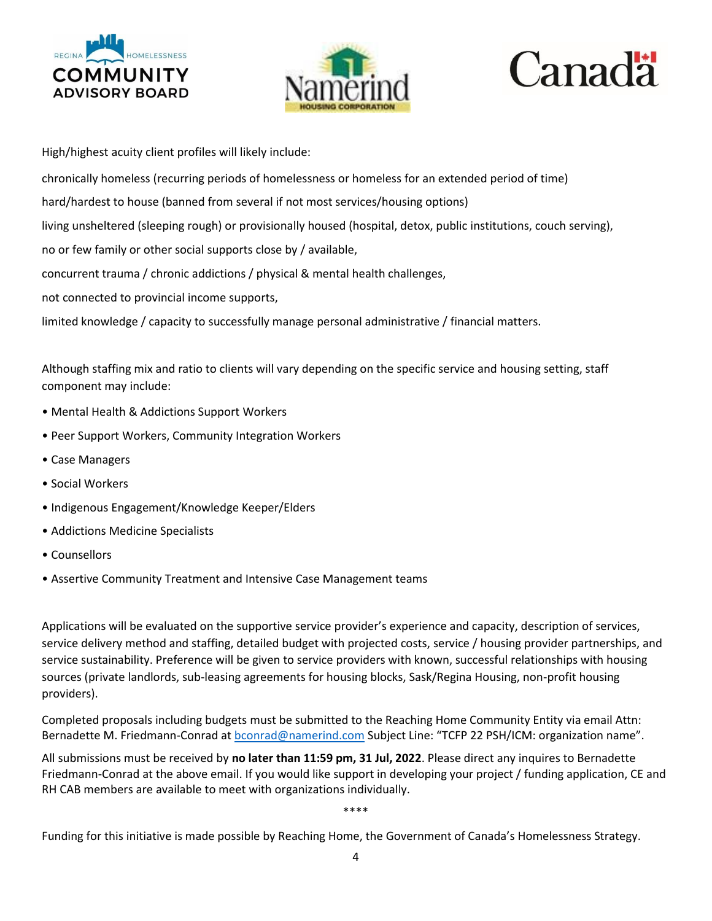High/highest acuity client profiles will likely include:

chronically homeless (recurring periods of homelessness or homeless for an extended period of time)

hard/hardest to house (banned from several if not most services/housing options)

living unsheltered (sleeping rough) or provisionally housed (hospital, detox, public institutions, couch serving),

no or few family or other social supports close by / available,

concurrent trauma / chronic addictions / physical & mental health challenges,

not connected to provincial income supports,

limited knowledge / capacity to successfully manage personal administrative / financial matters.

Although staffing mix and ratio to clients will vary depending on the specific service and housing setting, staff component may include:

- Mental Health & Addictions Support Workers
- Peer Support Workers, Community Integration Workers
- Case Managers
- Social Workers
- Indigenous Engagement/Knowledge Keeper/Elders
- Addictions Medicine Specialists
- Counsellors
- Assertive Community Treatment and Intensive Case Management teams

Applications will be evaluated on the supportive service provider's experience and capacity, description of services, service delivery method and staffing, detailed budget with projected costs, service / housing provider partnerships, and service sustainability. Preference will be given to service providers with known, successful relationships with housing sources (private landlords, sub-leasing agreements for housing blocks, Sask/Regina Housing, non-profit housing providers).

Completed proposals including budgets must be submitted to the Reaching Home Community Entity via email Attn: Bernadette M. Friedmann-Conrad at bconrad@namerind.com Subject Line: "TCFP 22 PSH/ICM: organization name".

All submissions must be received by **no later than 11:59 pm, 31 Jul, 2022**. Please direct any inquires to Bernadette Friedmann-Conrad at the above email. If you would like support in developing your project / funding application, CE and RH CAB members are available to meet with organizations individually.

****

Funding for this initiative is made possible by Reaching Home, the Government of Canada's Homelessness Strategy.